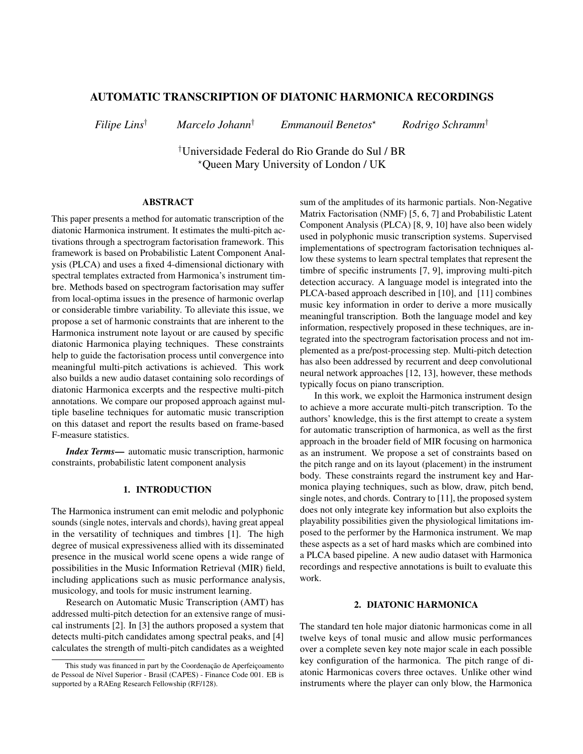# AUTOMATIC TRANSCRIPTION OF DIATONIC HARMONICA RECORDINGS

*Filipe Lins*[†] *Marcelo Johann*[†] *Emmanouil Benetos*[⋆] *Rodrigo Schramm*[†]

[†]Universidade Federal do Rio Grande do Sul / BR
[⋆]Queen Mary University of London / UK

## ABSTRACT

This paper presents a method for automatic transcription of the diatonic Harmonica instrument. It estimates the multi-pitch activations through a spectrogram factorisation framework. This framework is based on Probabilistic Latent Component Analysis (PLCA) and uses a fixed 4-dimensional dictionary with spectral templates extracted from Harmonica's instrument timbre. Methods based on spectrogram factorisation may suffer from local-optima issues in the presence of harmonic overlap or considerable timbre variability. To alleviate this issue, we propose a set of harmonic constraints that are inherent to the Harmonica instrument note layout or are caused by specific diatonic Harmonica playing techniques. These constraints help to guide the factorisation process until convergence into meaningful multi-pitch activations is achieved. This work also builds a new audio dataset containing solo recordings of diatonic Harmonica excerpts and the respective multi-pitch annotations. We compare our proposed approach against multiple baseline techniques for automatic music transcription on this dataset and report the results based on frame-based F-measure statistics.

***Index Terms***— automatic music transcription, harmonic constraints, probabilistic latent component analysis

## 1. INTRODUCTION

The Harmonica instrument can emit melodic and polyphonic sounds (single notes, intervals and chords), having great appeal in the versatility of techniques and timbres [1]. The high degree of musical expressiveness allied with its disseminated presence in the musical world scene opens a wide range of possibilities in the Music Information Retrieval (MIR) field, including applications such as music performance analysis, musicology, and tools for music instrument learning.

Research on Automatic Music Transcription (AMT) has addressed multi-pitch detection for an extensive range of musical instruments [2]. In [3] the authors proposed a system that detects multi-pitch candidates among spectral peaks, and [4] calculates the strength of multi-pitch candidates as a weighted sum of the amplitudes of its harmonic partials. Non-Negative Matrix Factorisation (NMF) [5, 6, 7] and Probabilistic Latent Component Analysis (PLCA) [8, 9, 10] have also been widely used in polyphonic music transcription systems. Supervised implementations of spectrogram factorisation techniques allow these systems to learn spectral templates that represent the timbre of specific instruments [7, 9], improving multi-pitch detection accuracy. A language model is integrated into the PLCA-based approach described in [10], and [11] combines music key information in order to derive a more musically meaningful transcription. Both the language model and key information, respectively proposed in these techniques, are integrated into the spectrogram factorisation process and not implemented as a pre/post-processing step. Multi-pitch detection has also been addressed by recurrent and deep convolutional neural network approaches [12, 13], however, these methods typically focus on piano transcription.

In this work, we exploit the Harmonica instrument design to achieve a more accurate multi-pitch transcription. To the authors' knowledge, this is the first attempt to create a system for automatic transcription of harmonica, as well as the first approach in the broader field of MIR focusing on harmonica as an instrument. We propose a set of constraints based on the pitch range and on its layout (placement) in the instrument body. These constraints regard the instrument key and Harmonica playing techniques, such as blow, draw, pitch bend, single notes, and chords. Contrary to [11], the proposed system does not only integrate key information but also exploits the playability possibilities given the physiological limitations imposed to the performer by the Harmonica instrument. We map these aspects as a set of hard masks which are combined into a PLCA based pipeline. A new audio dataset with Harmonica recordings and respective annotations is built to evaluate this work.

## 2. DIATONIC HARMONICA

The standard ten hole major diatonic harmonicas come in all twelve keys of tonal music and allow music performances over a complete seven key note major scale in each possible key configuration of the harmonica. The pitch range of diatonic Harmonicas covers three octaves. Unlike other wind instruments where the player can only blow, the Harmonica

This study was financed in part by the Coordenação de Aperfeiçoamento de Pessoal de Nível Superior - Brasil (CAPES) - Finance Code 001. EB is supported by a RAEng Research Fellowship (RF/128).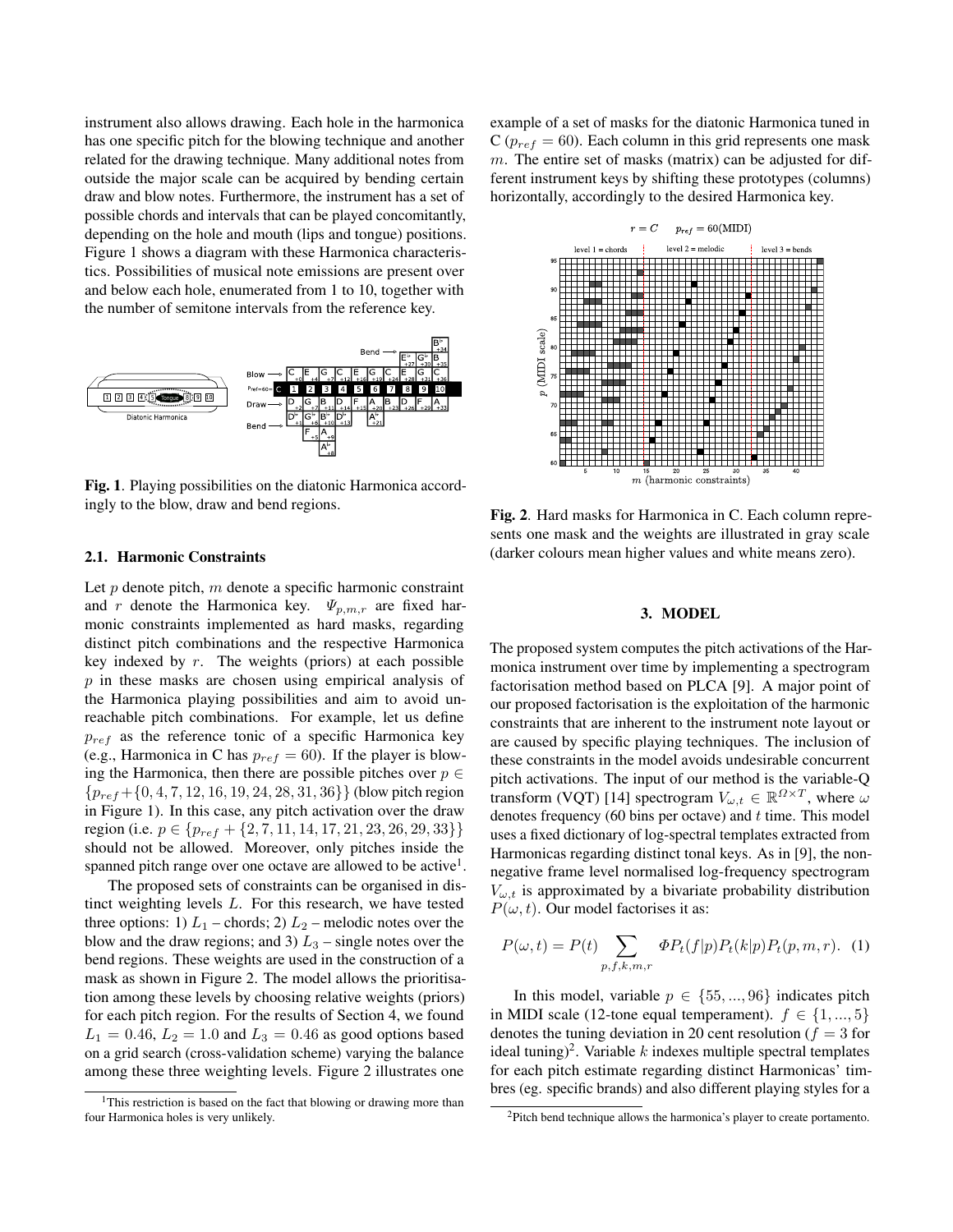instrument also allows drawing. Each hole in the harmonica has one specific pitch for the blowing technique and another related for the drawing technique. Many additional notes from outside the major scale can be acquired by bending certain draw and blow notes. Furthermore, the instrument has a set of possible chords and intervals that can be played concomitantly, depending on the hole and mouth (lips and tongue) positions. Figure 1 shows a diagram with these Harmonica characteristics. Possibilities of musical note emissions are present over and below each hole, enumerated from 1 to 10, together with the number of semitone intervals from the reference key.

**Fig. 1**. Playing possibilities on the diatonic Harmonica accordingly to the blow, draw and bend regions.

### 2.1. Harmonic Constraints

Let $p$ denote pitch, $m$ denote a specific harmonic constraint and $r$ denote the Harmonica key. $\Psi_{p,m,r}$ are fixed harmonic constraints implemented as hard masks, regarding distinct pitch combinations and the respective Harmonica key indexed by $r$. The weights (priors) at each possible $p$ in these masks are chosen using empirical analysis of the Harmonica playing possibilities and aim to avoid unreachable pitch combinations. For example, let us define $p_{ref}$ as the reference tonic of a specific Harmonica key (e.g., Harmonica in C has $p_{ref} = 60$). If the player is blowing the Harmonica, then there are possible pitches over $p \in \{p_{ref} + \{0, 4, 7, 12, 16, 19, 24, 28, 31, 36\}\}$ (blow pitch region in Figure 1). In this case, any pitch activation over the draw region (i.e. $p \in \{p_{ref} + \{2, 7, 11, 14, 17, 21, 23, 26, 29, 33\}\}$ should not be allowed. Moreover, only pitches inside the spanned pitch range over one octave are allowed to be active[1].

The proposed sets of constraints can be organised in distinct weighting levels $L$. For this research, we have tested three options: 1) $L_1$ – chords; 2) $L_2$ – melodic notes over the blow and the draw regions; and 3) $L_3$ – single notes over the bend regions. These weights are used in the construction of a mask as shown in Figure 2. The model allows the prioritisation among these levels by choosing relative weights (priors) for each pitch region. For the results of Section 4, we found $L_1 = 0.46$, $L_2 = 1.0$ and $L_3 = 0.46$ as good options based on a grid search (cross-validation scheme) varying the balance among these three weighting levels. Figure 2 illustrates one example of a set of masks for the diatonic Harmonica tuned in C ($p_{ref} = 60$). Each column in this grid represents one mask $m$. The entire set of masks (matrix) can be adjusted for different instrument keys by shifting these prototypes (columns) horizontally, accordingly to the desired Harmonica key.

**Fig. 2**. Hard masks for Harmonica in C. Each column represents one mask and the weights are illustrated in gray scale (darker colours mean higher values and white means zero).

## 3. MODEL

The proposed system computes the pitch activations of the Harmonica instrument over time by implementing a spectrogram factorisation method based on PLCA [9]. A major point of our proposed factorisation is the exploitation of the harmonic constraints that are inherent to the instrument note layout or are caused by specific playing techniques. The inclusion of these constraints in the model avoids undesirable concurrent pitch activations. The input of our method is the variable-Q transform (VQT) [14] spectrogram $V_{\omega,t} \in \mathbb{R}^{\Omega \times T}$, where $\omega$ denotes frequency (60 bins per octave) and $t$ time. This model uses a fixed dictionary of log-spectral templates extracted from Harmonicas regarding distinct tonal keys. As in [9], the non-negative frame level normalised log-frequency spectrogram $V_{\omega,t}$ is approximated by a bivariate probability distribution $P(\omega, t)$. Our model factorises it as:

$$P(\omega, t) = P(t) \sum_{p,f,k,m,r} \Phi P_t(f|p) P_t(k|p) P_t(p, m, r). \quad (1)$$

In this model, variable $p \in \{55, ..., 96\}$ indicates pitch in MIDI scale (12-tone equal temperament). $f \in \{1, ..., 5\}$ denotes the tuning deviation in 20 cent resolution ($f = 3$ for ideal tuning)[2]. Variable $k$ indexes multiple spectral templates for each pitch estimate regarding distinct Harmonicas' timbres (eg. specific brands) and also different playing styles for a

[1] This restriction is based on the fact that blowing or drawing more than four Harmonica holes is very unlikely.

[2] Pitch bend technique allows the harmonica's player to create portamento.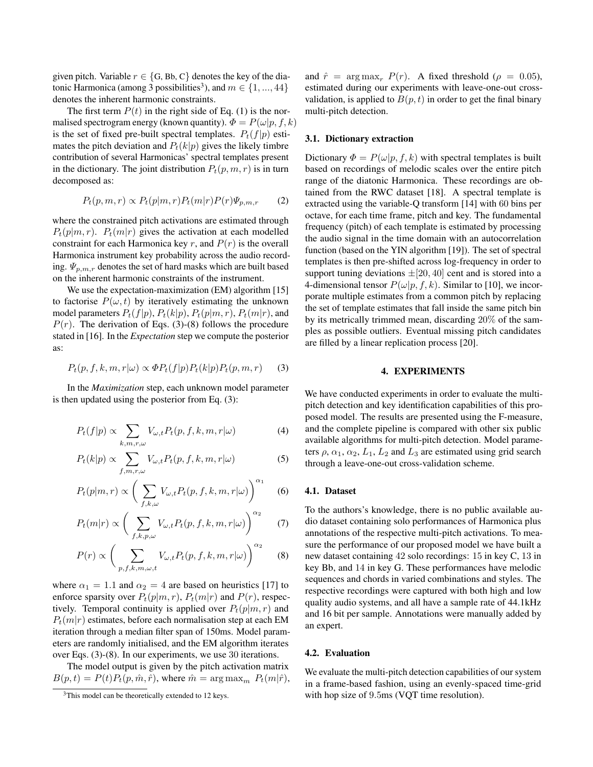given pitch. Variable $r \in \{\text{G, Bb, C}\}$ denotes the key of the diatonic Harmonica (among 3 possibilities[3]), and $m \in \{1, ..., 44\}$ denotes the inherent harmonic constraints.

The first term $P(t)$ in the right side of Eq. (1) is the normalised spectrogram energy (known quantity). $\Phi = P(\omega|p, f, k)$ is the set of fixed pre-built spectral templates. $P_t(f|p)$ estimates the pitch deviation and $P_t(k|p)$ gives the likely timbre contribution of several Harmonicas' spectral templates present in the dictionary. The joint distribution $P_t(p, m, r)$ is in turn decomposed as:

$$P_t(p, m, r) \propto P_t(p|m, r) P_t(m|r) P(r) \Psi_{p,m,r} \qquad (2)$$

where the constrained pitch activations are estimated through $P_t(p|m, r)$. $P_t(m|r)$ gives the activation at each modelled constraint for each Harmonica key $r$, and $P(r)$ is the overall Harmonica instrument key probability across the audio recording. $\Psi_{p,m,r}$ denotes the set of hard masks which are built based on the inherent harmonic constraints of the instrument.

We use the expectation-maximization (EM) algorithm [15] to factorise $P(\omega, t)$ by iteratively estimating the unknown model parameters $P_t(f|p)$, $P_t(k|p)$, $P_t(p|m, r)$, $P_t(m|r)$, and $P(r)$. The derivation of Eqs. (3)-(8) follows the procedure stated in [16]. In the *Expectation* step we compute the posterior as:

$$P_t(p, f, k, m, r|\omega) \propto \Phi P_t(f|p) P_t(k|p) P_t(p, m, r) \qquad (3)$$

In the *Maximization* step, each unknown model parameter is then updated using the posterior from Eq. (3):

$$P_t(f|p) \propto \sum_{k,m,r,\omega} V_{\omega,t} P_t(p, f, k, m, r|\omega) \qquad (4)$$

$$P_t(k|p) \propto \sum_{f,m,r,\omega} V_{\omega,t} P_t(p, f, k, m, r|\omega) \qquad (5)$$

$$P_t(p|m, r) \propto \left( \sum_{f,k,\omega} V_{\omega,t} P_t(p, f, k, m, r|\omega) \right)^{\alpha_1} \qquad (6)$$

$$P_t(m|r) \propto \left( \sum_{f,k,p,\omega} V_{\omega,t} P_t(p, f, k, m, r|\omega) \right)^{\alpha_2} \qquad (7)$$

$$P(r) \propto \left( \sum_{p,f,k,m,\omega,t} V_{\omega,t} P_t(p, f, k, m, r|\omega) \right)^{\alpha_2} \qquad (8)$$

where $\alpha_1 = 1.1$ and $\alpha_2 = 4$ are based on heuristics [17] to enforce sparsity over $P_t(p|m, r)$, $P_t(m|r)$ and $P(r)$, respectively. Temporal continuity is applied over $P_t(p|m, r)$ and $P_t(m|r)$ estimates, before each normalisation step at each EM iteration through a median filter span of 150ms. Model parameters are randomly initialised, and the EM algorithm iterates over Eqs. (3)-(8). In our experiments, we use 30 iterations.

The model output is given by the pitch activation matrix $B(p, t) = P(t) P_t(p, \hat{m}, \hat{r})$, where $\hat{m} = \arg\max_m P_t(m|\hat{r})$, and $\hat{r} = \arg\max_r P(r)$. A fixed threshold ($\rho = 0.05$), estimated during our experiments with leave-one-out cross-validation, is applied to $B(p, t)$ in order to get the final binary multi-pitch detection.

### 3.1. Dictionary extraction

Dictionary $\Phi = P(\omega|p, f, k)$ with spectral templates is built based on recordings of melodic scales over the entire pitch range of the diatonic Harmonica. These recordings are obtained from the RWC dataset [18]. A spectral template is extracted using the variable-Q transform [14] with 60 bins per octave, for each time frame, pitch and key. The fundamental frequency (pitch) of each template is estimated by processing the audio signal in the time domain with an autocorrelation function (based on the YIN algorithm [19]). The set of spectral templates is then pre-shifted across log-frequency in order to support tuning deviations $\pm[20, 40]$ cent and is stored into a 4-dimensional tensor $P(\omega|p, f, k)$. Similar to [10], we incorporate multiple estimates from a common pitch by replacing the set of template estimates that fall inside the same pitch bin by its metrically trimmed mean, discarding 20% of the samples as possible outliers. Eventual missing pitch candidates are filled by a linear replication process [20].

## 4. EXPERIMENTS

We have conducted experiments in order to evaluate the multi-pitch detection and key identification capabilities of this proposed model. The results are presented using the F-measure, and the complete pipeline is compared with other six public available algorithms for multi-pitch detection. Model parameters $\rho$, $\alpha_1$, $\alpha_2$, $L_1$, $L_2$ and $L_3$ are estimated using grid search through a leave-one-out cross-validation scheme.

### 4.1. Dataset

To the authors's knowledge, there is no public available audio dataset containing solo performances of Harmonica plus annotations of the respective multi-pitch activations. To measure the performance of our proposed model we have built a new dataset containing 42 solo recordings: 15 in key C, 13 in key Bb, and 14 in key G. These performances have melodic sequences and chords in varied combinations and styles. The respective recordings were captured with both high and low quality audio systems, and all have a sample rate of 44.1kHz and 16 bit per sample. Annotations were manually added by an expert.

### 4.2. Evaluation

We evaluate the multi-pitch detection capabilities of our system in a frame-based fashion, using an evenly-spaced time-grid with hop size of 9.5ms (VQT time resolution).

[3] This model can be theoretically extended to 12 keys.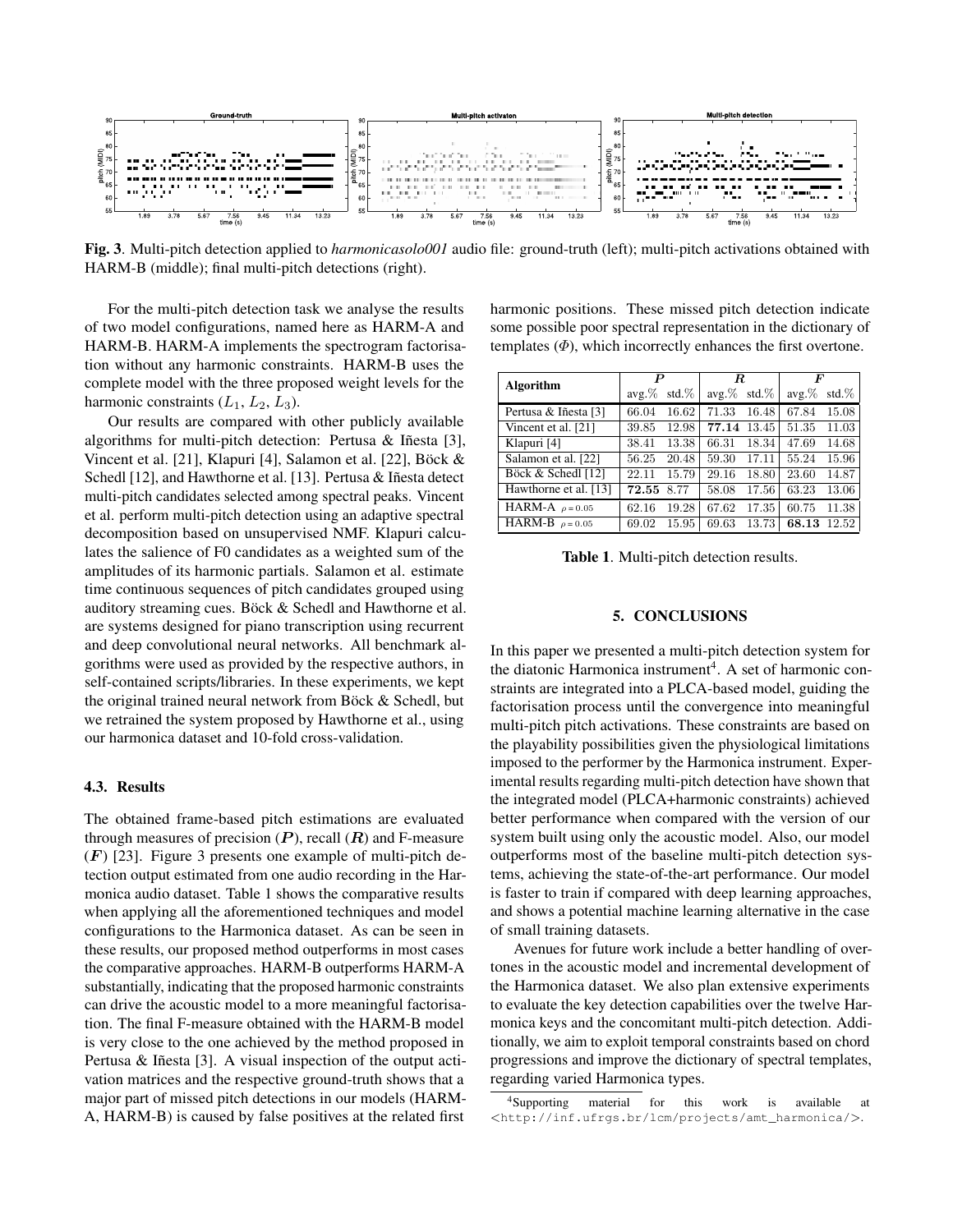**Fig. 3**. Multi-pitch detection applied to *harmonicasolo001* audio file: ground-truth (left); multi-pitch activations obtained with HARM-B (middle); final multi-pitch detections (right).

For the multi-pitch detection task we analyse the results of two model configurations, named here as HARM-A and HARM-B. HARM-A implements the spectrogram factorisation without any harmonic constraints. HARM-B uses the complete model with the three proposed weight levels for the harmonic constraints ($L_1$, $L_2$, $L_3$).

Our results are compared with other publicly available algorithms for multi-pitch detection: Pertusa & Iñesta [3], Vincent et al. [21], Klapuri [4], Salamon et al. [22], Böck & Schedl [12], and Hawthorne et al. [13]. Pertusa & Iñesta detect multi-pitch candidates selected among spectral peaks. Vincent et al. perform multi-pitch detection using an adaptive spectral decomposition based on unsupervised NMF. Klapuri calculates the salience of F0 candidates as a weighted sum of the amplitudes of its harmonic partials. Salamon et al. estimate time continuous sequences of pitch candidates grouped using auditory streaming cues. Böck & Schedl and Hawthorne et al. are systems designed for piano transcription using recurrent and deep convolutional neural networks. All benchmark algorithms were used as provided by the respective authors, in self-contained scripts/libraries. In these experiments, we kept the original trained neural network from Böck & Schedl, but we retrained the system proposed by Hawthorne et al., using our harmonica dataset and 10-fold cross-validation.

### 4.3. Results

The obtained frame-based pitch estimations are evaluated through measures of precision ($\boldsymbol{P}$), recall ($\boldsymbol{R}$) and F-measure ($\boldsymbol{F}$) [23]. Figure 3 presents one example of multi-pitch detection output estimated from one audio recording in the Harmonica audio dataset. Table 1 shows the comparative results when applying all the aforementioned techniques and model configurations to the Harmonica dataset. As can be seen in these results, our proposed method outperforms in most cases the comparative approaches. HARM-B outperforms HARM-A substantially, indicating that the proposed harmonic constraints can drive the acoustic model to a more meaningful factorisation. The final F-measure obtained with the HARM-B model is very close to the one achieved by the method proposed in Pertusa & Iñesta [3]. A visual inspection of the output activation matrices and the respective ground-truth shows that a major part of missed pitch detections in our models (HARM-A, HARM-B) is caused by false positives at the related first harmonic positions. These missed pitch detection indicate some possible poor spectral representation in the dictionary of templates ($\Phi$), which incorrectly enhances the first overtone.

| Algorithm | $\boldsymbol{P}$ | | $\boldsymbol{R}$ | | $\boldsymbol{F}$ | |
|---|---|---|---|---|---|---|
| | avg.% | std.% | avg.% | std.% | avg.% | std.% |
| Pertusa & Iñesta [3] | 66.04 | 16.62 | 71.33 | 16.48 | 67.84 | 15.08 |
| Vincent et al. [21] | 39.85 | 12.98 | **77.14** | 13.45 | 51.35 | 11.03 |
| Klapuri [4] | 38.41 | 13.38 | 66.31 | 18.34 | 47.69 | 14.68 |
| Salamon et al. [22] | 56.25 | 20.48 | 59.30 | 17.11 | 55.24 | 15.96 |
| Böck & Schedl [12] | 22.11 | 15.79 | 29.16 | 18.80 | 23.60 | 14.87 |
| Hawthorne et al. [13] | **72.55** | 8.77 | 58.08 | 17.56 | 63.23 | 13.06 |
| HARM-A $\rho = 0.05$ | 62.16 | 19.28 | 67.62 | 17.35 | 60.75 | 11.38 |
| HARM-B $\rho = 0.05$ | 69.02 | 15.95 | 69.63 | 13.73 | **68.13** | 12.52 |

**Table 1**. Multi-pitch detection results.

## 5. CONCLUSIONS

In this paper we presented a multi-pitch detection system for the diatonic Harmonica instrument[4]. A set of harmonic constraints are integrated into a PLCA-based model, guiding the factorisation process until the convergence into meaningful multi-pitch pitch activations. These constraints are based on the playability possibilities given the physiological limitations imposed to the performer by the Harmonica instrument. Experimental results regarding multi-pitch detection have shown that the integrated model (PLCA+harmonic constraints) achieved better performance when compared with the version of our system built using only the acoustic model. Also, our model outperforms most of the baseline multi-pitch detection systems, achieving the state-of-the-art performance. Our model is faster to train if compared with deep learning approaches, and shows a potential machine learning alternative in the case of small training datasets.

Avenues for future work include a better handling of overtones in the acoustic model and incremental development of the Harmonica dataset. We also plan extensive experiments to evaluate the key detection capabilities over the twelve Harmonica keys and the concomitant multi-pitch detection. Additionally, we aim to exploit temporal constraints based on chord progressions and improve the dictionary of spectral templates, regarding varied Harmonica types.

[4]Supporting material for this work is available at <http://inf.ufrgs.br/lcm/projects/amt_harmonica/>.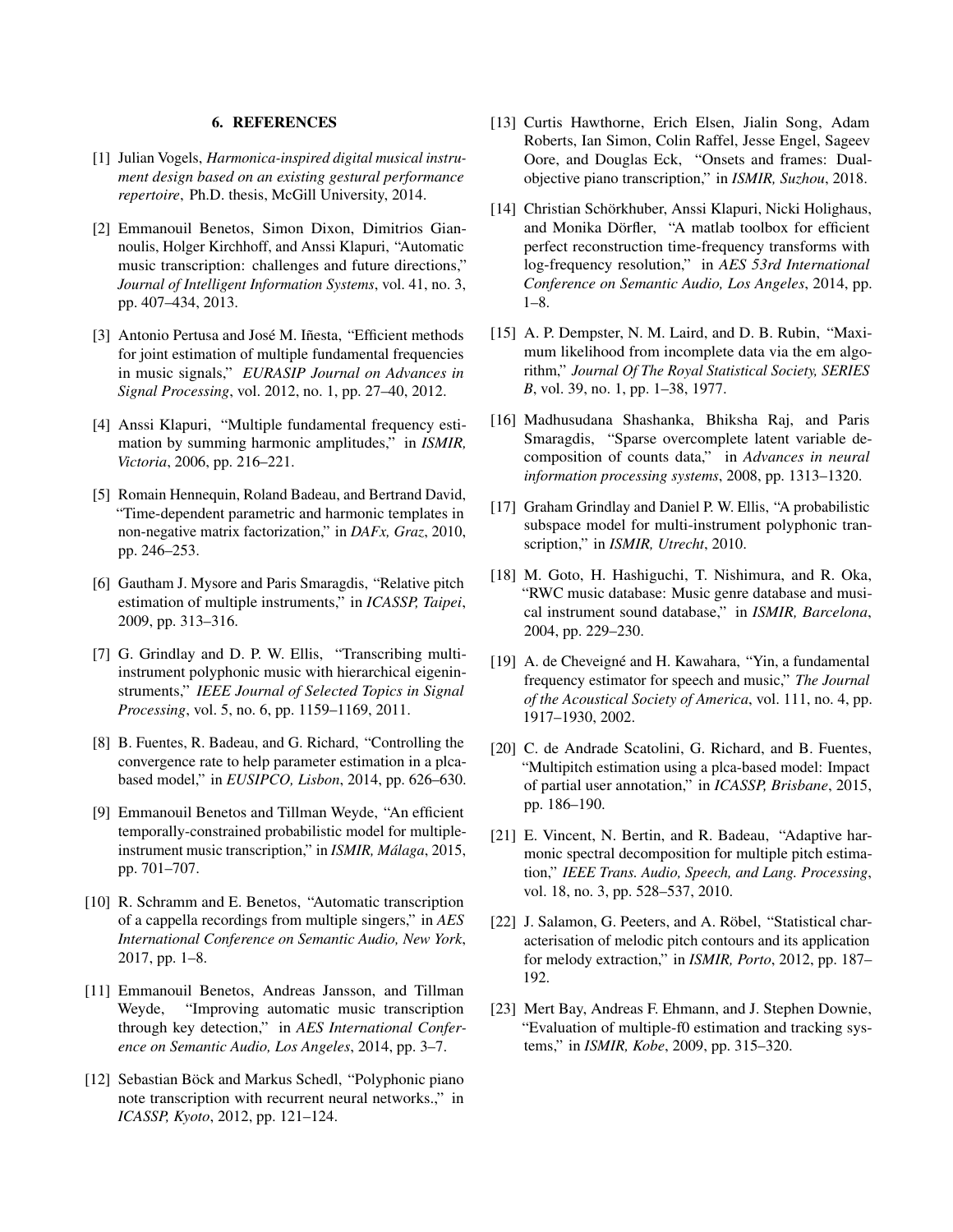## 6. REFERENCES

[1] Julian Vogels, *Harmonica-inspired digital musical instrument design based on an existing gestural performance repertoire*, Ph.D. thesis, McGill University, 2014.

[2] Emmanouil Benetos, Simon Dixon, Dimitrios Giannoulis, Holger Kirchhoff, and Anssi Klapuri, "Automatic music transcription: challenges and future directions," *Journal of Intelligent Information Systems*, vol. 41, no. 3, pp. 407–434, 2013.

[3] Antonio Pertusa and José M. Iñesta, "Efficient methods for joint estimation of multiple fundamental frequencies in music signals," *EURASIP Journal on Advances in Signal Processing*, vol. 2012, no. 1, pp. 27–40, 2012.

[4] Anssi Klapuri, "Multiple fundamental frequency estimation by summing harmonic amplitudes," in *ISMIR, Victoria*, 2006, pp. 216–221.

[5] Romain Hennequin, Roland Badeau, and Bertrand David, "Time-dependent parametric and harmonic templates in non-negative matrix factorization," in *DAFx, Graz*, 2010, pp. 246–253.

[6] Gautham J. Mysore and Paris Smaragdis, "Relative pitch estimation of multiple instruments," in *ICASSP, Taipei*, 2009, pp. 313–316.

[7] G. Grindlay and D. P. W. Ellis, "Transcribing multi-instrument polyphonic music with hierarchical eigeninstruments," *IEEE Journal of Selected Topics in Signal Processing*, vol. 5, no. 6, pp. 1159–1169, 2011.

[8] B. Fuentes, R. Badeau, and G. Richard, "Controlling the convergence rate to help parameter estimation in a plca-based model," in *EUSIPCO, Lisbon*, 2014, pp. 626–630.

[9] Emmanouil Benetos and Tillman Weyde, "An efficient temporally-constrained probabilistic model for multiple-instrument music transcription," in *ISMIR, Málaga*, 2015, pp. 701–707.

[10] R. Schramm and E. Benetos, "Automatic transcription of a cappella recordings from multiple singers," in *AES International Conference on Semantic Audio, New York*, 2017, pp. 1–8.

[11] Emmanouil Benetos, Andreas Jansson, and Tillman Weyde, "Improving automatic music transcription through key detection," in *AES International Conference on Semantic Audio, Los Angeles*, 2014, pp. 3–7.

[12] Sebastian Böck and Markus Schedl, "Polyphonic piano note transcription with recurrent neural networks.," in *ICASSP, Kyoto*, 2012, pp. 121–124.

[13] Curtis Hawthorne, Erich Elsen, Jialin Song, Adam Roberts, Ian Simon, Colin Raffel, Jesse Engel, Sageev Oore, and Douglas Eck, "Onsets and frames: Dual-objective piano transcription," in *ISMIR, Suzhou*, 2018.

[14] Christian Schörkhuber, Anssi Klapuri, Nicki Holighaus, and Monika Dörfler, "A matlab toolbox for efficient perfect reconstruction time-frequency transforms with log-frequency resolution," in *AES 53rd International Conference on Semantic Audio, Los Angeles*, 2014, pp. 1–8.

[15] A. P. Dempster, N. M. Laird, and D. B. Rubin, "Maximum likelihood from incomplete data via the em algorithm," *Journal Of The Royal Statistical Society, SERIES B*, vol. 39, no. 1, pp. 1–38, 1977.

[16] Madhusudana Shashanka, Bhiksha Raj, and Paris Smaragdis, "Sparse overcomplete latent variable decomposition of counts data," in *Advances in neural information processing systems*, 2008, pp. 1313–1320.

[17] Graham Grindlay and Daniel P. W. Ellis, "A probabilistic subspace model for multi-instrument polyphonic transcription," in *ISMIR, Utrecht*, 2010.

[18] M. Goto, H. Hashiguchi, T. Nishimura, and R. Oka, "RWC music database: Music genre database and musical instrument sound database," in *ISMIR, Barcelona*, 2004, pp. 229–230.

[19] A. de Cheveigné and H. Kawahara, "Yin, a fundamental frequency estimator for speech and music," *The Journal of the Acoustical Society of America*, vol. 111, no. 4, pp. 1917–1930, 2002.

[20] C. de Andrade Scatolini, G. Richard, and B. Fuentes, "Multipitch estimation using a plca-based model: Impact of partial user annotation," in *ICASSP, Brisbane*, 2015, pp. 186–190.

[21] E. Vincent, N. Bertin, and R. Badeau, "Adaptive harmonic spectral decomposition for multiple pitch estimation," *IEEE Trans. Audio, Speech, and Lang. Processing*, vol. 18, no. 3, pp. 528–537, 2010.

[22] J. Salamon, G. Peeters, and A. Röbel, "Statistical characterisation of melodic pitch contours and its application for melody extraction," in *ISMIR, Porto*, 2012, pp. 187–192.

[23] Mert Bay, Andreas F. Ehmann, and J. Stephen Downie, "Evaluation of multiple-f0 estimation and tracking systems," in *ISMIR, Kobe*, 2009, pp. 315–320.